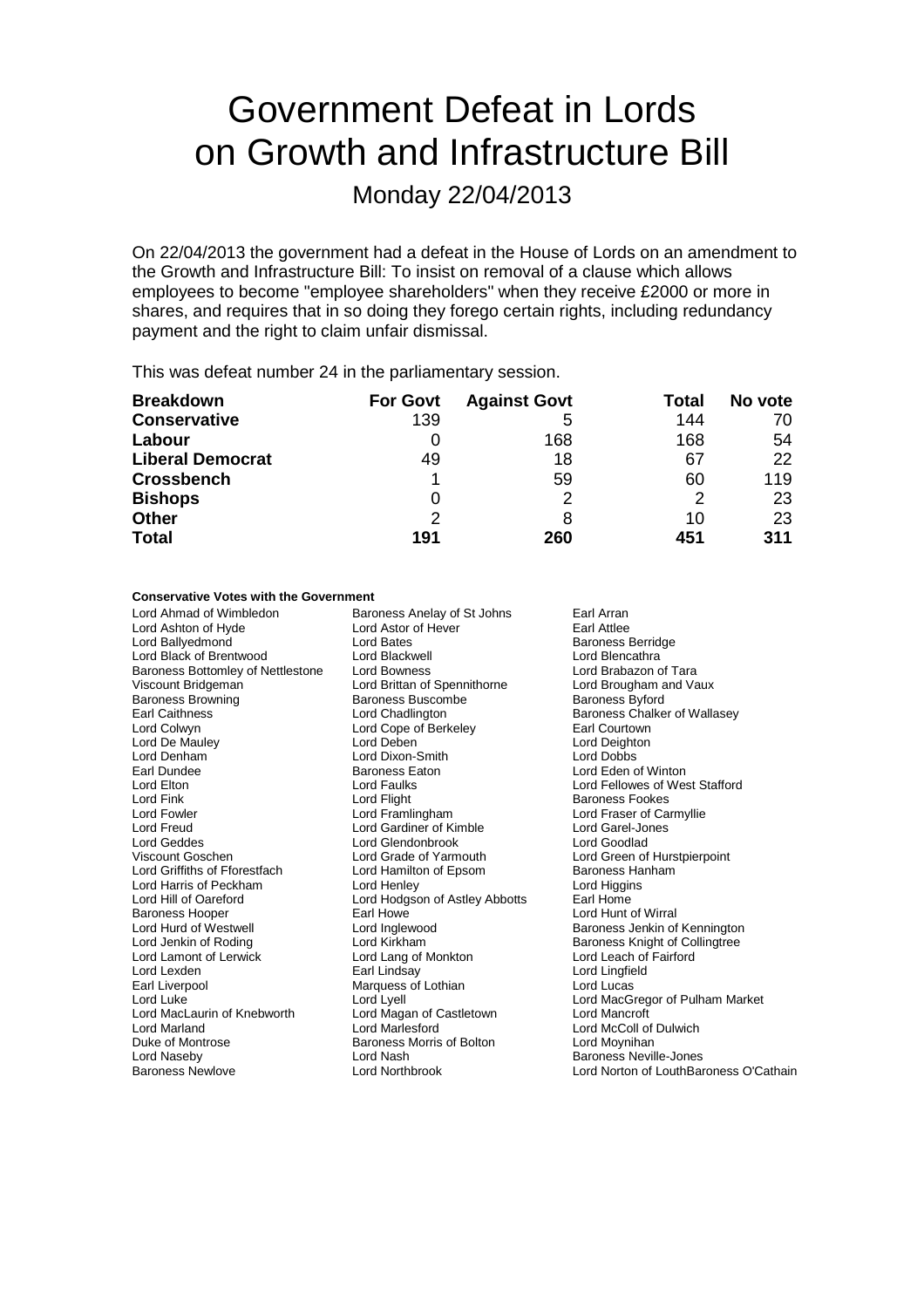# Government Defeat in Lords on Growth and Infrastructure Bill

Monday 22/04/2013

On 22/04/2013 the government had a defeat in the House of Lords on an amendment to the Growth and Infrastructure Bill: To insist on removal of a clause which allows employees to become "employee shareholders" when they receive £2000 or more in shares, and requires that in so doing they forego certain rights, including redundancy payment and the right to claim unfair dismissal.

This was defeat number 24 in the parliamentary session.

| Breakdown | For Govt | Against Govt | Total | No vote |
|---|---|---|---|---|
| **Conservative** | 139 | 5 | 144 | 70 |
| **Labour** | 0 | 168 | 168 | 54 |
| **Liberal Democrat** | 49 | 18 | 67 | 22 |
| **Crossbench** | 1 | 59 | 60 | 119 |
| **Bishops** | 0 | 2 | 2 | 23 |
| **Other** | 2 | 8 | 10 | 23 |
| **Total** | **191** | **260** | **451** | **311** |

**Conservative Votes with the Government**

Lord Ahmad of Wimbledon
Baroness Anelay of St Johns
Earl Arran
Lord Ashton of Hyde
Lord Astor of Hever
Earl Attlee
Lord Ballyedmond
Lord Bates
Baroness Berridge
Lord Black of Brentwood
Lord Blackwell
Lord Blencathra
Baroness Bottomley of Nettlestone
Lord Bowness
Lord Brabazon of Tara
Viscount Bridgeman
Lord Brittan of Spennithorne
Lord Brougham and Vaux
Baroness Browning
Baroness Buscombe
Baroness Byford
Earl Caithness
Lord Chadlington
Baroness Chalker of Wallasey
Lord Colwyn
Lord Cope of Berkeley
Earl Courtown
Lord De Mauley
Lord Deben
Lord Deighton
Lord Denham
Lord Dixon-Smith
Lord Dobbs
Earl Dundee
Baroness Eaton
Lord Eden of Winton
Lord Elton
Lord Faulks
Lord Fellowes of West Stafford
Lord Fink
Lord Flight
Baroness Fookes
Lord Fowler
Lord Framlingham
Lord Fraser of Carmyllie
Lord Freud
Lord Gardiner of Kimble
Lord Garel-Jones
Lord Geddes
Lord Glendonbrook
Lord Goodlad
Viscount Goschen
Lord Grade of Yarmouth
Lord Green of Hurstpierpoint
Lord Griffiths of Fforestfach
Lord Hamilton of Epsom
Baroness Hanham
Lord Harris of Peckham
Lord Henley
Lord Higgins
Lord Hill of Oareford
Lord Hodgson of Astley Abbotts
Earl Home
Baroness Hooper
Earl Howe
Lord Hunt of Wirral
Lord Hurd of Westwell
Lord Inglewood
Baroness Jenkin of Kennington
Lord Jenkin of Roding
Lord Kirkham
Baroness Knight of Collingtree
Lord Lamont of Lerwick
Lord Lang of Monkton
Lord Leach of Fairford
Lord Lexden
Earl Lindsay
Lord Lingfield
Earl Liverpool
Marquess of Lothian
Lord Lucas
Lord Luke
Lord Lyell
Lord MacGregor of Pulham Market
Lord MacLaurin of Knebworth
Lord Magan of Castletown
Lord Mancroft
Lord Marland
Lord Marlesford
Lord McColl of Dulwich
Duke of Montrose
Baroness Morris of Bolton
Lord Moynihan
Lord Naseby
Lord Nash
Baroness Neville-Jones
Baroness Newlove
Lord Northbrook
Lord Norton of Louth
Baroness O'Cathain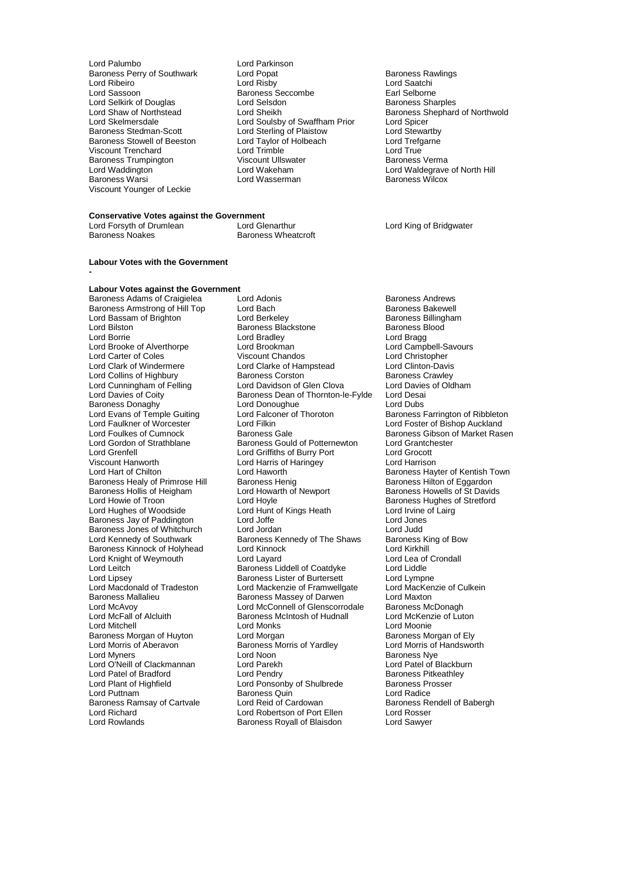Lord Palumbo
Lord Parkinson
Baroness Perry of Southwark
Lord Popat
Baroness Rawlings
Lord Ribeiro
Lord Risby
Lord Saatchi
Lord Sassoon
Baroness Seccombe
Earl Selborne
Lord Selkirk of Douglas
Lord Selsdon
Baroness Sharples
Lord Shaw of Northstead
Lord Sheikh
Baroness Shephard of Northwold
Lord Skelmersdale
Lord Soulsby of Swaffham Prior
Lord Spicer
Baroness Stedman-Scott
Lord Sterling of Plaistow
Lord Stewartby
Baroness Stowell of Beeston
Lord Taylor of Holbeach
Lord Trefgarne
Viscount Trenchard
Lord Trimble
Lord True
Baroness Trumpington
Viscount Ullswater
Baroness Verma
Lord Waddington
Lord Wakeham
Lord Waldegrave of North Hill
Baroness Warsi
Lord Wasserman
Baroness Wilcox
Viscount Younger of Leckie

**Conservative Votes against the Government**

Lord Forsyth of Drumlean
Lord Glenarthur
Lord King of Bridgwater
Baroness Noakes
Baroness Wheatcroft

**Labour Votes with the Government**

-

**Labour Votes against the Government**

Baroness Adams of Craigielea
Lord Adonis
Baroness Andrews
Baroness Armstrong of Hill Top
Lord Bach
Baroness Bakewell
Lord Bassam of Brighton
Lord Berkeley
Baroness Billingham
Lord Bilston
Baroness Blackstone
Baroness Blood
Lord Borrie
Lord Bradley
Lord Bragg
Lord Brooke of Alverthorpe
Lord Brookman
Lord Campbell-Savours
Lord Carter of Coles
Viscount Chandos
Lord Christopher
Lord Clark of Windermere
Lord Clarke of Hampstead
Lord Clinton-Davis
Lord Collins of Highbury
Baroness Corston
Baroness Crawley
Lord Cunningham of Felling
Lord Davidson of Glen Clova
Lord Davies of Oldham
Lord Davies of Coity
Baroness Dean of Thornton-le-Fylde
Lord Desai
Baroness Donaghy
Lord Donoughue
Lord Dubs
Lord Evans of Temple Guiting
Lord Falconer of Thoroton
Baroness Farrington of Ribbleton
Lord Faulkner of Worcester
Lord Filkin
Lord Foster of Bishop Auckland
Lord Foulkes of Cumnock
Baroness Gale
Baroness Gibson of Market Rasen
Lord Gordon of Strathblane
Baroness Gould of Potternewton
Lord Grantchester
Lord Grenfell
Lord Griffiths of Burry Port
Lord Grocott
Viscount Hanworth
Lord Harris of Haringey
Lord Harrison
Lord Hart of Chilton
Lord Haworth
Baroness Hayter of Kentish Town
Baroness Healy of Primrose Hill
Baroness Henig
Baroness Hilton of Eggardon
Baroness Hollis of Heigham
Lord Howarth of Newport
Baroness Howells of St Davids
Lord Howie of Troon
Lord Hoyle
Baroness Hughes of Stretford
Lord Hughes of Woodside
Lord Hunt of Kings Heath
Lord Irvine of Lairg
Baroness Jay of Paddington
Lord Joffe
Lord Jones
Baroness Jones of Whitchurch
Lord Jordan
Lord Judd
Lord Kennedy of Southwark
Baroness Kennedy of The Shaws
Baroness King of Bow
Baroness Kinnock of Holyhead
Lord Kinnock
Lord Kirkhill
Lord Knight of Weymouth
Lord Layard
Lord Lea of Crondall
Lord Leitch
Baroness Liddell of Coatdyke
Lord Liddle
Lord Lipsey
Baroness Lister of Burtersett
Lord Lympne
Lord Macdonald of Tradeston
Lord Mackenzie of Framwellgate
Lord MacKenzie of Culkein
Baroness Mallalieu
Baroness Massey of Darwen
Lord Maxton
Lord McAvoy
Lord McConnell of Glenscorrodale
Baroness McDonagh
Lord McFall of Alcluith
Baroness McIntosh of Hudnall
Lord McKenzie of Luton
Lord Mitchell
Lord Monks
Lord Moonie
Baroness Morgan of Huyton
Lord Morgan
Baroness Morgan of Ely
Lord Morris of Aberavon
Baroness Morris of Yardley
Lord Morris of Handsworth
Lord Myners
Lord Noon
Baroness Nye
Lord O'Neill of Clackmannan
Lord Parekh
Lord Patel of Blackburn
Lord Patel of Bradford
Lord Pendry
Baroness Pitkeathley
Lord Plant of Highfield
Lord Ponsonby of Shulbrede
Baroness Prosser
Lord Puttnam
Baroness Quin
Lord Radice
Baroness Ramsay of Cartvale
Lord Reid of Cardowan
Baroness Rendell of Babergh
Lord Richard
Lord Robertson of Port Ellen
Lord Rosser
Lord Rowlands
Baroness Royall of Blaisdon
Lord Sawyer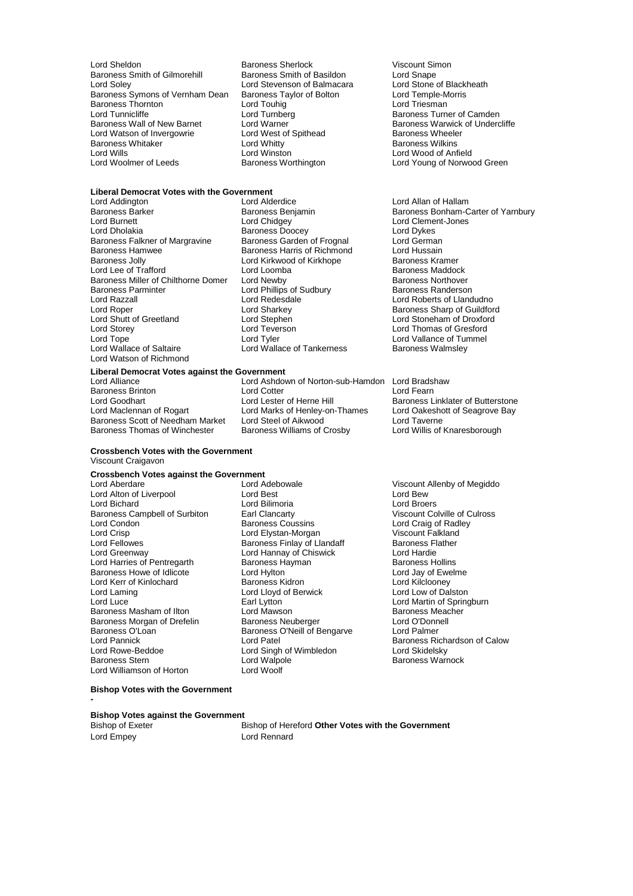Lord Sheldon
Baroness Sherlock
Viscount Simon
Baroness Smith of Gilmorehill
Baroness Smith of Basildon
Lord Snape
Lord Soley
Lord Stevenson of Balmacara
Lord Stone of Blackheath
Baroness Symons of Vernham Dean
Baroness Taylor of Bolton
Lord Temple-Morris
Baroness Thornton
Lord Touhig
Lord Triesman
Lord Tunnicliffe
Lord Turnberg
Baroness Turner of Camden
Baroness Wall of New Barnet
Lord Warner
Baroness Warwick of Undercliffe
Lord Watson of Invergowrie
Lord West of Spithead
Baroness Wheeler
Baroness Whitaker
Lord Whitty
Baroness Wilkins
Lord Wills
Lord Winston
Lord Wood of Anfield
Lord Woolmer of Leeds
Baroness Worthington
Lord Young of Norwood Green

**Liberal Democrat Votes with the Government**

Lord Addington
Lord Alderdice
Lord Allan of Hallam
Baroness Barker
Baroness Benjamin
Baroness Bonham-Carter of Yarnbury
Lord Burnett
Lord Chidgey
Lord Clement-Jones
Lord Dholakia
Baroness Doocey
Lord Dykes
Baroness Falkner of Margravine
Baroness Garden of Frognal
Lord German
Baroness Hamwee
Baroness Harris of Richmond
Lord Hussain
Baroness Jolly
Lord Kirkwood of Kirkhope
Baroness Kramer
Lord Lee of Trafford
Lord Loomba
Baroness Maddock
Baroness Miller of Chilthorne Domer
Lord Newby
Baroness Northover
Baroness Parminter
Lord Phillips of Sudbury
Baroness Randerson
Lord Razzall
Lord Redesdale
Lord Roberts of Llandudno
Lord Roper
Lord Sharkey
Baroness Sharp of Guildford
Lord Shutt of Greetland
Lord Stephen
Lord Stoneham of Droxford
Lord Storey
Lord Teverson
Lord Thomas of Gresford
Lord Tope
Lord Tyler
Lord Vallance of Tummel
Lord Wallace of Saltaire
Lord Wallace of Tankerness
Baroness Walmsley
Lord Watson of Richmond

**Liberal Democrat Votes against the Government**

Lord Alliance
Lord Ashdown of Norton-sub-Hamdon
Lord Bradshaw
Baroness Brinton
Lord Cotter
Lord Fearn
Lord Goodhart
Lord Lester of Herne Hill
Baroness Linklater of Butterstone
Lord Maclennan of Rogart
Lord Marks of Henley-on-Thames
Lord Oakeshott of Seagrove Bay
Baroness Scott of Needham Market
Lord Steel of Aikwood
Lord Taverne
Baroness Thomas of Winchester
Baroness Williams of Crosby
Lord Willis of Knaresborough

**Crossbench Votes with the Government**

Viscount Craigavon

**Crossbench Votes against the Government**

Lord Aberdare
Lord Adebowale
Viscount Allenby of Megiddo
Lord Alton of Liverpool
Lord Best
Lord Bew
Lord Bichard
Lord Bilimoria
Lord Broers
Baroness Campbell of Surbiton
Earl Clancarty
Viscount Colville of Culross
Lord Condon
Baroness Coussins
Lord Craig of Radley
Lord Crisp
Lord Elystan-Morgan
Viscount Falkland
Lord Fellowes
Baroness Finlay of Llandaff
Baroness Flather
Lord Greenway
Lord Hannay of Chiswick
Lord Hardie
Lord Harries of Pentregarth
Baroness Hayman
Baroness Hollins
Baroness Howe of Idlicote
Lord Hylton
Lord Jay of Ewelme
Lord Kerr of Kinlochard
Baroness Kidron
Lord Kilclooney
Lord Laming
Lord Lloyd of Berwick
Lord Low of Dalston
Lord Luce
Earl Lytton
Lord Martin of Springburn
Baroness Masham of Ilton
Lord Mawson
Baroness Meacher
Baroness Morgan of Drefelin
Baroness Neuberger
Lord O'Donnell
Baroness O'Loan
Baroness O'Neill of Bengarve
Lord Palmer
Lord Pannick
Lord Patel
Baroness Richardson of Calow
Lord Rowe-Beddoe
Lord Singh of Wimbledon
Lord Skidelsky
Baroness Stern
Lord Walpole
Baroness Warnock
Lord Williamson of Horton
Lord Woolf

**Bishop Votes with the Government**

-

**Bishop Votes against the Government**

Bishop of Exeter
Bishop of Hereford

**Other Votes with the Government**

Lord Empey
Lord Rennard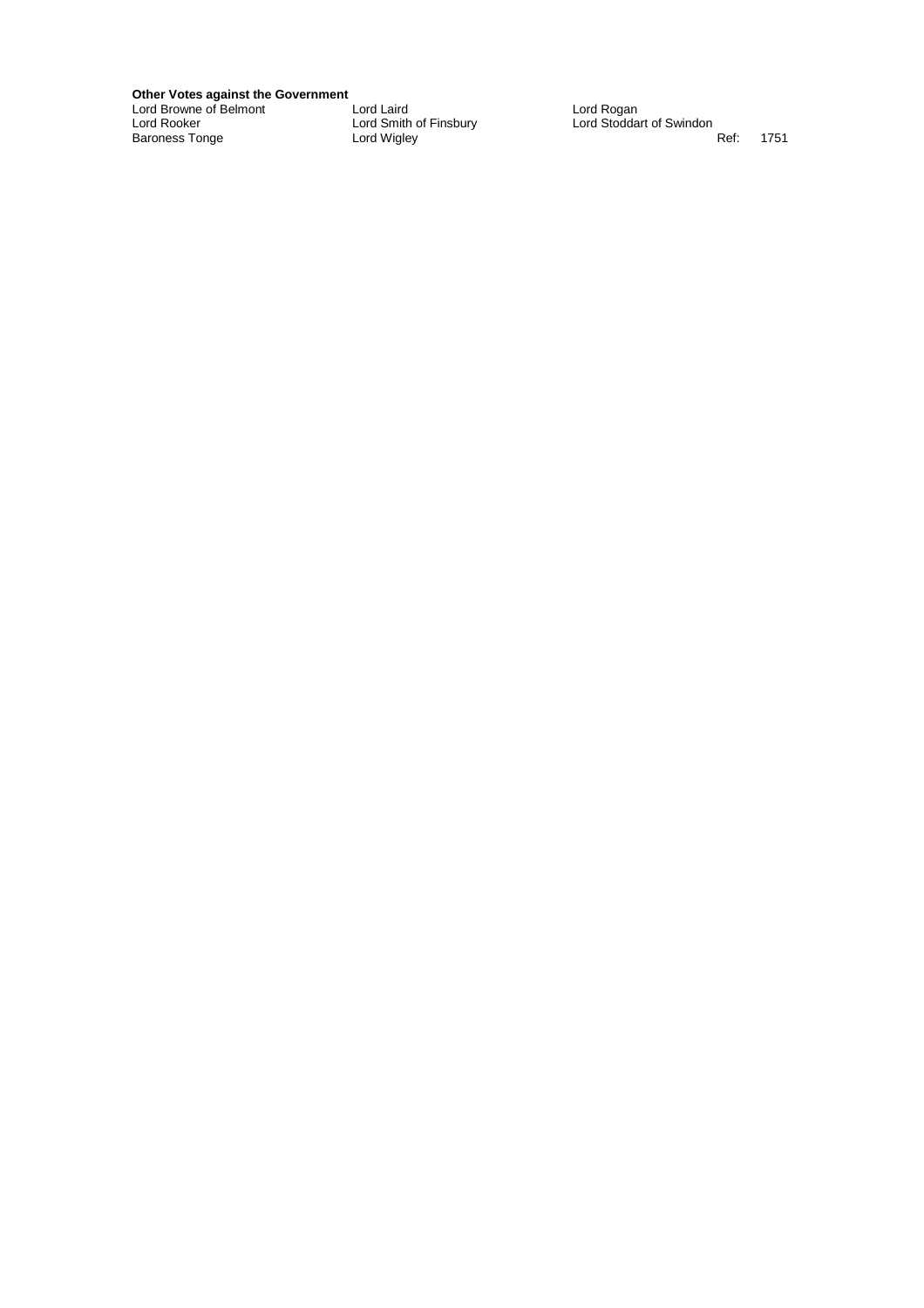**Other Votes against the Government**

| | | |
|---|---|---|
| Lord Browne of Belmont | Lord Laird | Lord Rogan |
| Lord Rooker | Lord Smith of Finsbury | Lord Stoddart of Swindon |
| Baroness Tonge | Lord Wigley | |

Ref: 1751